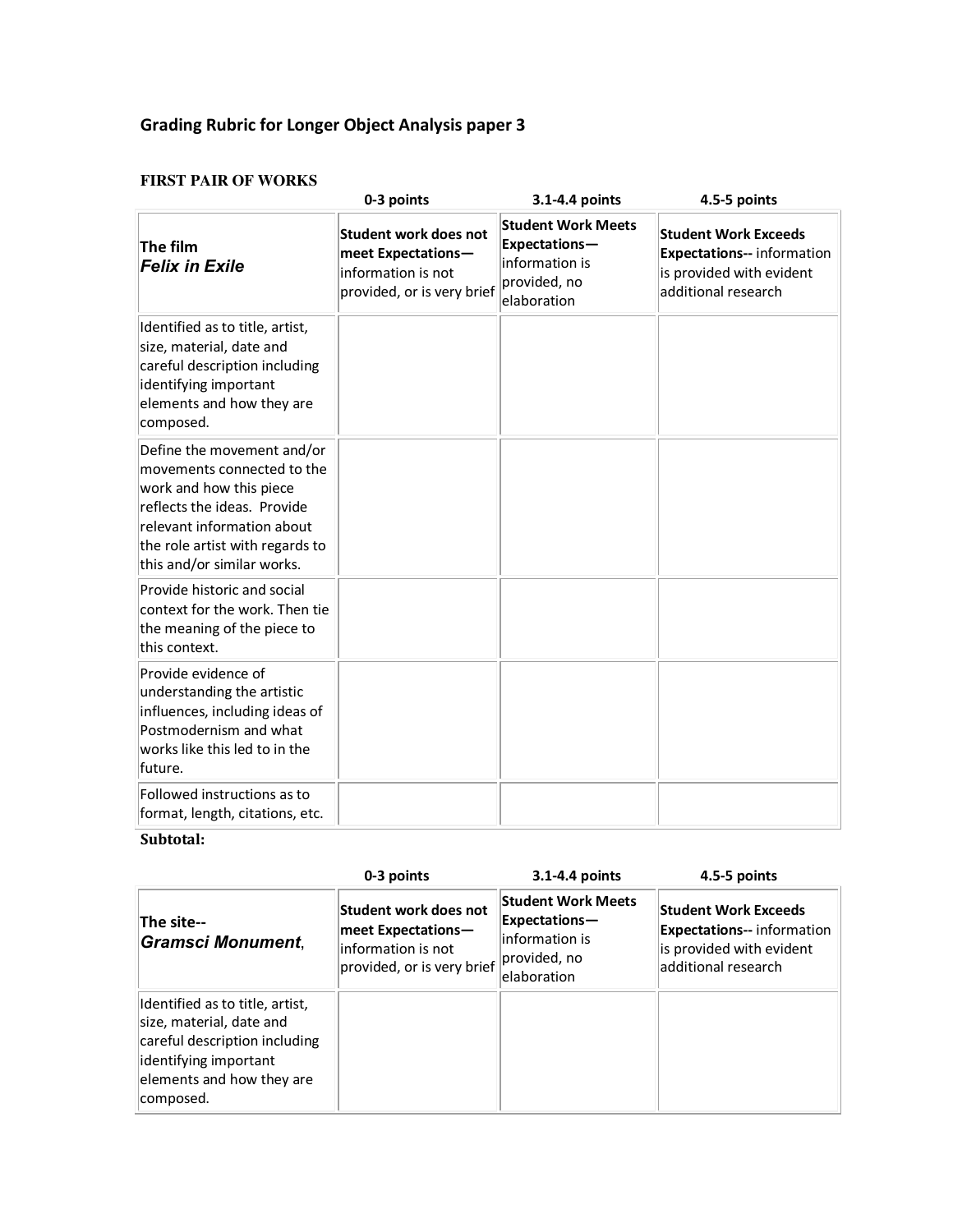## Grading Rubric for Longer Object Analysis paper 3

**FIRST PAIR OF WORKS**

| | 0-3 points | 3.1-4.4 points | 4.5-5 points |
|---|---|---|---|
| **The film** ***Felix in Exile*** | **Student work does not meet Expectations—** information is not provided, or is very brief | **Student Work Meets Expectations—** information is provided, no elaboration | **Student Work Exceeds Expectations--** information is provided with evident additional research |
| Identified as to title, artist, size, material, date and careful description including identifying important elements and how they are composed. | | | |
| Define the movement and/or movements connected to the work and how this piece reflects the ideas. Provide relevant information about the role artist with regards to this and/or similar works. | | | |
| Provide historic and social context for the work. Then tie the meaning of the piece to this context. | | | |
| Provide evidence of understanding the artistic influences, including ideas of Postmodernism and what works like this led to in the future. | | | |
| Followed instructions as to format, length, citations, etc. | | | |

**Subtotal:**

| | 0-3 points | 3.1-4.4 points | 4.5-5 points |
|---|---|---|---|
| **The site--** ***Gramsci Monument***, | **Student work does not meet Expectations—** information is not provided, or is very brief | **Student Work Meets Expectations—** information is provided, no elaboration | **Student Work Exceeds Expectations--** information is provided with evident additional research |
| Identified as to title, artist, size, material, date and careful description including identifying important elements and how they are composed. | | | |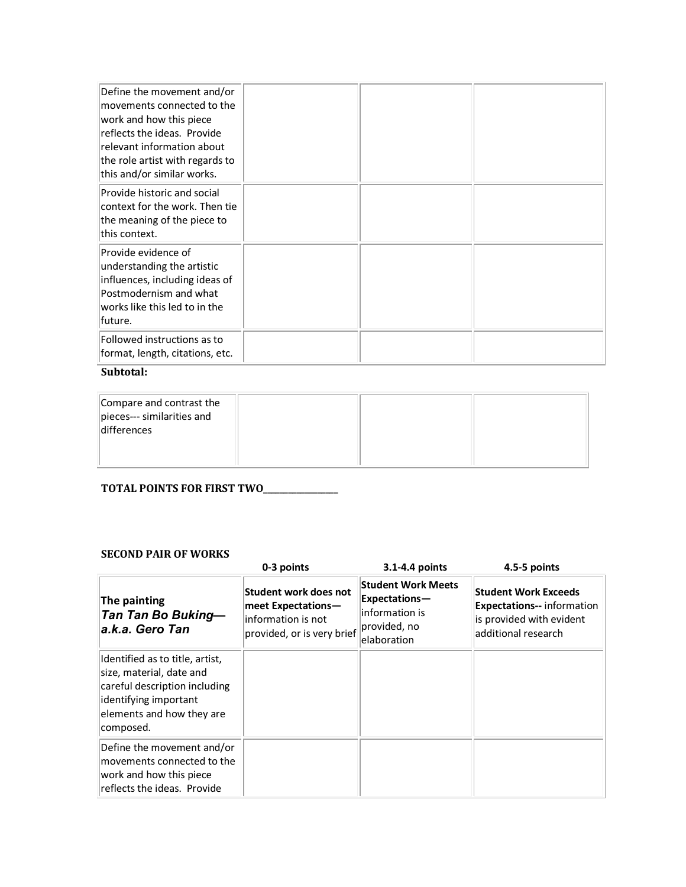| | | | |
|---|---|---|---|
| Define the movement and/or movements connected to the work and how this piece reflects the ideas. Provide relevant information about the role artist with regards to this and/or similar works. | | | |
| Provide historic and social context for the work. Then tie the meaning of the piece to this context. | | | |
| Provide evidence of understanding the artistic influences, including ideas of Postmodernism and what works like this led to in the future. | | | |
| Followed instructions as to format, length, citations, etc. | | | |

**Subtotal:**

| | | | |
|---|---|---|---|
| Compare and contrast the pieces--- similarities and differences | | | |

**TOTAL POINTS FOR FIRST TWO______________**

**SECOND PAIR OF WORKS**

| | 0-3 points | 3.1-4.4 points | 4.5-5 points |
|---|---|---|---|
| **The painting *Tan Tan Bo Buking— a.k.a. Gero Tan*** | **Student work does not meet Expectations—** information is not provided, or is very brief | **Student Work Meets Expectations—** information is provided, no elaboration | **Student Work Exceeds Expectations--** information is provided with evident additional research |
| Identified as to title, artist, size, material, date and careful description including identifying important elements and how they are composed. | | | |
| Define the movement and/or movements connected to the work and how this piece reflects the ideas. Provide | | | |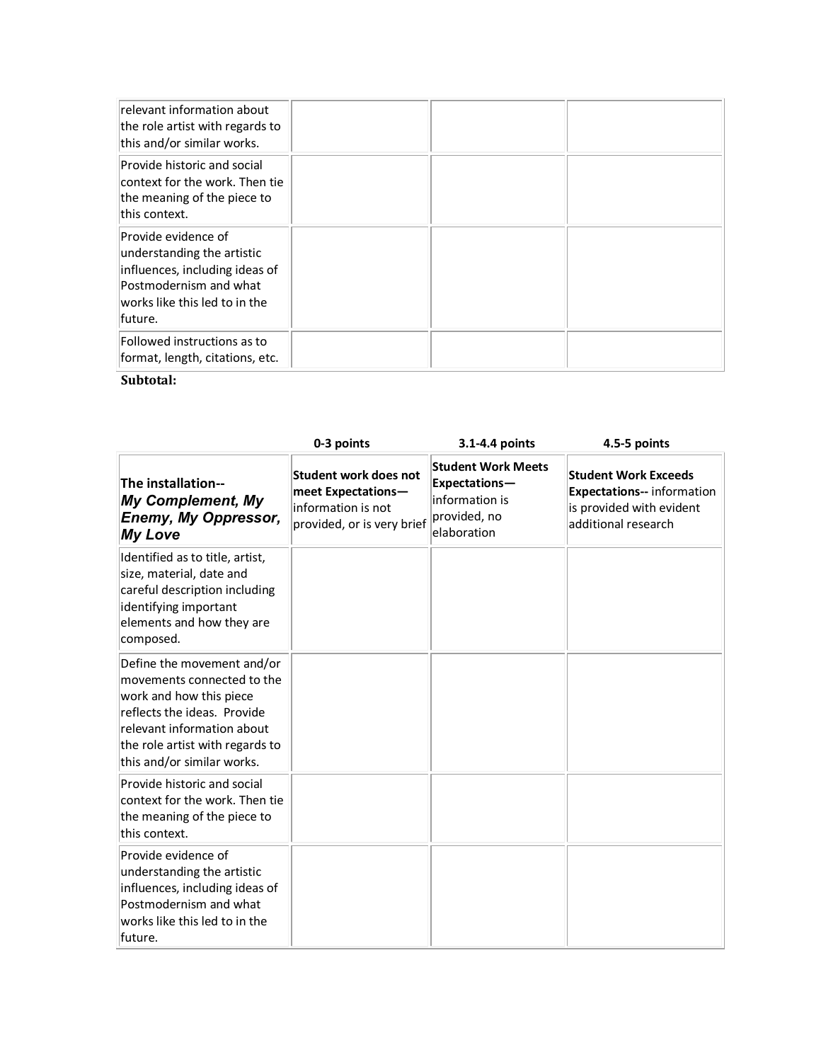| | | | |
|---|---|---|---|
| relevant information about the role artist with regards to this and/or similar works. | | | |
| Provide historic and social context for the work. Then tie the meaning of the piece to this context. | | | |
| Provide evidence of understanding the artistic influences, including ideas of Postmodernism and what works like this led to in the future. | | | |
| Followed instructions as to format, length, citations, etc. | | | |

**Subtotal:**

| | 0-3 points | 3.1-4.4 points | 4.5-5 points |
|---|---|---|---|
| **The installation--** ***My Complement, My Enemy, My Oppressor, My Love*** | **Student work does not meet Expectations—** information is not provided, or is very brief | **Student Work Meets Expectations—** information is provided, no elaboration | **Student Work Exceeds Expectations--** information is provided with evident additional research |
| Identified as to title, artist, size, material, date and careful description including identifying important elements and how they are composed. | | | |
| Define the movement and/or movements connected to the work and how this piece reflects the ideas. Provide relevant information about the role artist with regards to this and/or similar works. | | | |
| Provide historic and social context for the work. Then tie the meaning of the piece to this context. | | | |
| Provide evidence of understanding the artistic influences, including ideas of Postmodernism and what works like this led to in the future. | | | |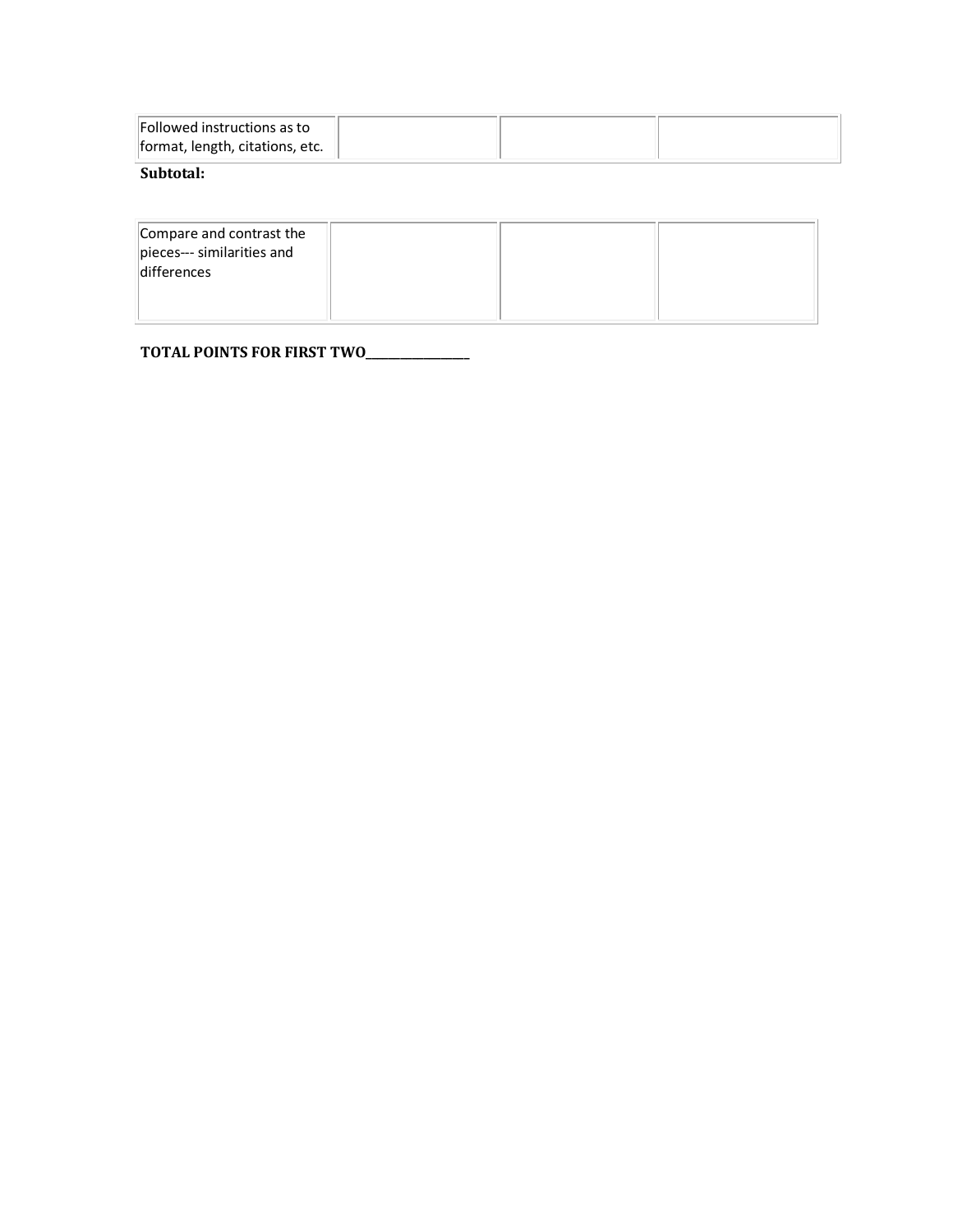| | | | |
|---|---|---|---|
| Followed instructions as to format, length, citations, etc. | | | |

**Subtotal:**

| | | | |
|---|---|---|---|
| Compare and contrast the pieces--- similarities and differences | | | |

**TOTAL POINTS FOR FIRST TWO________________**